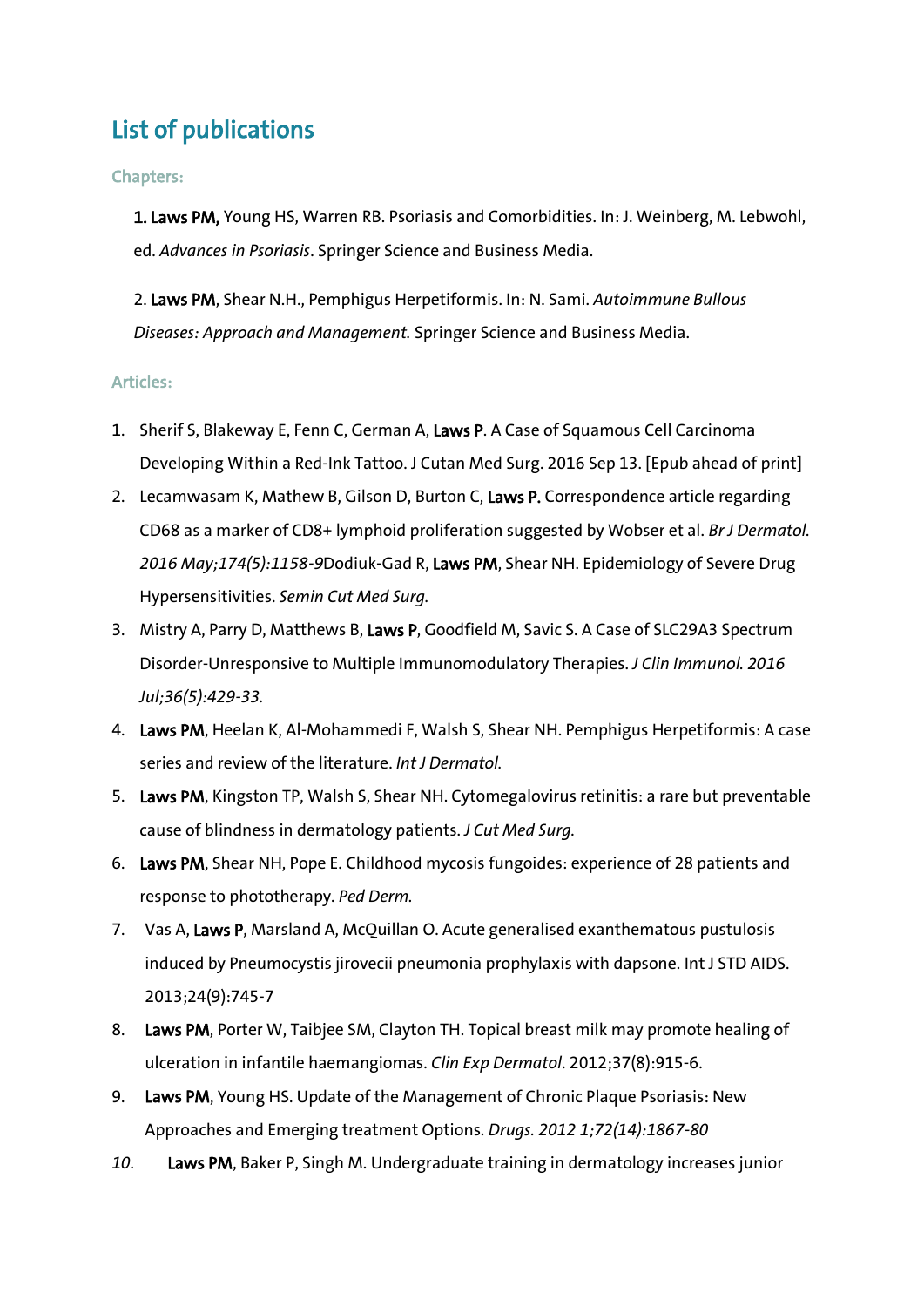## List of publications

### Chapters:

1. **Laws PM,** Young HS, Warren RB. Psoriasis and Comorbidities. In: J. Weinberg, M. Lebwohl, ed. *Advances in Psoriasis*. Springer Science and Business Media.

2. **Laws PM**, Shear N.H., Pemphigus Herpetiformis. In: N. Sami. *Autoimmune Bullous Diseases: Approach and Management.* Springer Science and Business Media.

### Articles:

1. Sherif S, Blakeway E, Fenn C, German A, **Laws P**. A Case of Squamous Cell Carcinoma Developing Within a Red-Ink Tattoo. J Cutan Med Surg. 2016 Sep 13. [Epub ahead of print]
2. Lecamwasam K, Mathew B, Gilson D, Burton C, **Laws P.** Correspondence article regarding CD68 as a marker of CD8+ lymphoid proliferation suggested by Wobser et al. *Br J Dermatol. 2016 May;174(5):1158-9*Dodiuk-Gad R, **Laws PM**, Shear NH. Epidemiology of Severe Drug Hypersensitivities. *Semin Cut Med Surg.*
3. Mistry A, Parry D, Matthews B, **Laws P**, Goodfield M, Savic S. A Case of SLC29A3 Spectrum Disorder-Unresponsive to Multiple Immunomodulatory Therapies. *J Clin Immunol. 2016 Jul;36(5):429-33.*
4. **Laws PM**, Heelan K, Al-Mohammedi F, Walsh S, Shear NH. Pemphigus Herpetiformis: A case series and review of the literature. *Int J Dermatol.*
5. **Laws PM**, Kingston TP, Walsh S, Shear NH. Cytomegalovirus retinitis: a rare but preventable cause of blindness in dermatology patients. *J Cut Med Surg.*
6. **Laws PM**, Shear NH, Pope E. Childhood mycosis fungoides: experience of 28 patients and response to phototherapy. *Ped Derm.*
7. Vas A, **Laws P**, Marsland A, McQuillan O. Acute generalised exanthematous pustulosis induced by Pneumocystis jirovecii pneumonia prophylaxis with dapsone. Int J STD AIDS. 2013;24(9):745-7
8. **Laws PM**, Porter W, Taibjee SM, Clayton TH. Topical breast milk may promote healing of ulceration in infantile haemangiomas. *Clin Exp Dermatol*. 2012;37(8):915-6.
9. **Laws PM**, Young HS. Update of the Management of Chronic Plaque Psoriasis: New Approaches and Emerging treatment Options. *Drugs. 2012 1;72(14):1867-80*
10. **Laws PM**, Baker P, Singh M. Undergraduate training in dermatology increases junior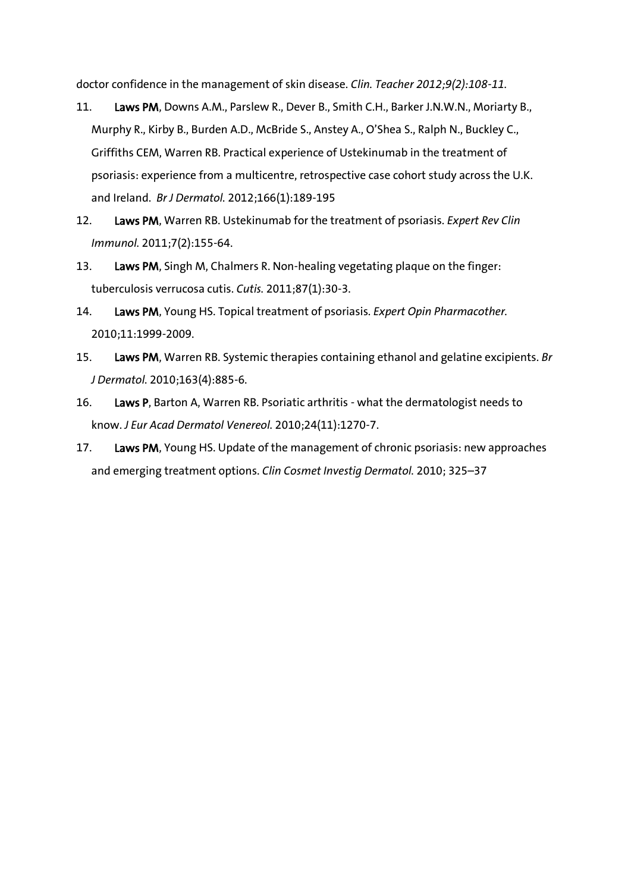doctor confidence in the management of skin disease. *Clin. Teacher 2012;9(2):108-11.*

11. **Laws PM**, Downs A.M., Parslew R., Dever B., Smith C.H., Barker J.N.W.N., Moriarty B., Murphy R., Kirby B., Burden A.D., McBride S., Anstey A., O'Shea S., Ralph N., Buckley C., Griffiths CEM, Warren RB. Practical experience of Ustekinumab in the treatment of psoriasis: experience from a multicentre, retrospective case cohort study across the U.K. and Ireland. *Br J Dermatol.* 2012;166(1):189-195
12. **Laws PM**, Warren RB. Ustekinumab for the treatment of psoriasis. *Expert Rev Clin Immunol.* 2011;7(2):155-64.
13. **Laws PM**, Singh M, Chalmers R. Non-healing vegetating plaque on the finger: tuberculosis verrucosa cutis. *Cutis.* 2011;87(1):30-3.
14. **Laws PM**, Young HS. Topical treatment of psoriasis. *Expert Opin Pharmacother.* 2010;11:1999-2009.
15. **Laws PM**, Warren RB. Systemic therapies containing ethanol and gelatine excipients. *Br J Dermatol.* 2010;163(4):885-6.
16. **Laws P**, Barton A, Warren RB. Psoriatic arthritis - what the dermatologist needs to know. *J Eur Acad Dermatol Venereol.* 2010;24(11):1270-7.
17. **Laws PM**, Young HS. Update of the management of chronic psoriasis: new approaches and emerging treatment options. *Clin Cosmet Investig Dermatol.* 2010; 325–37